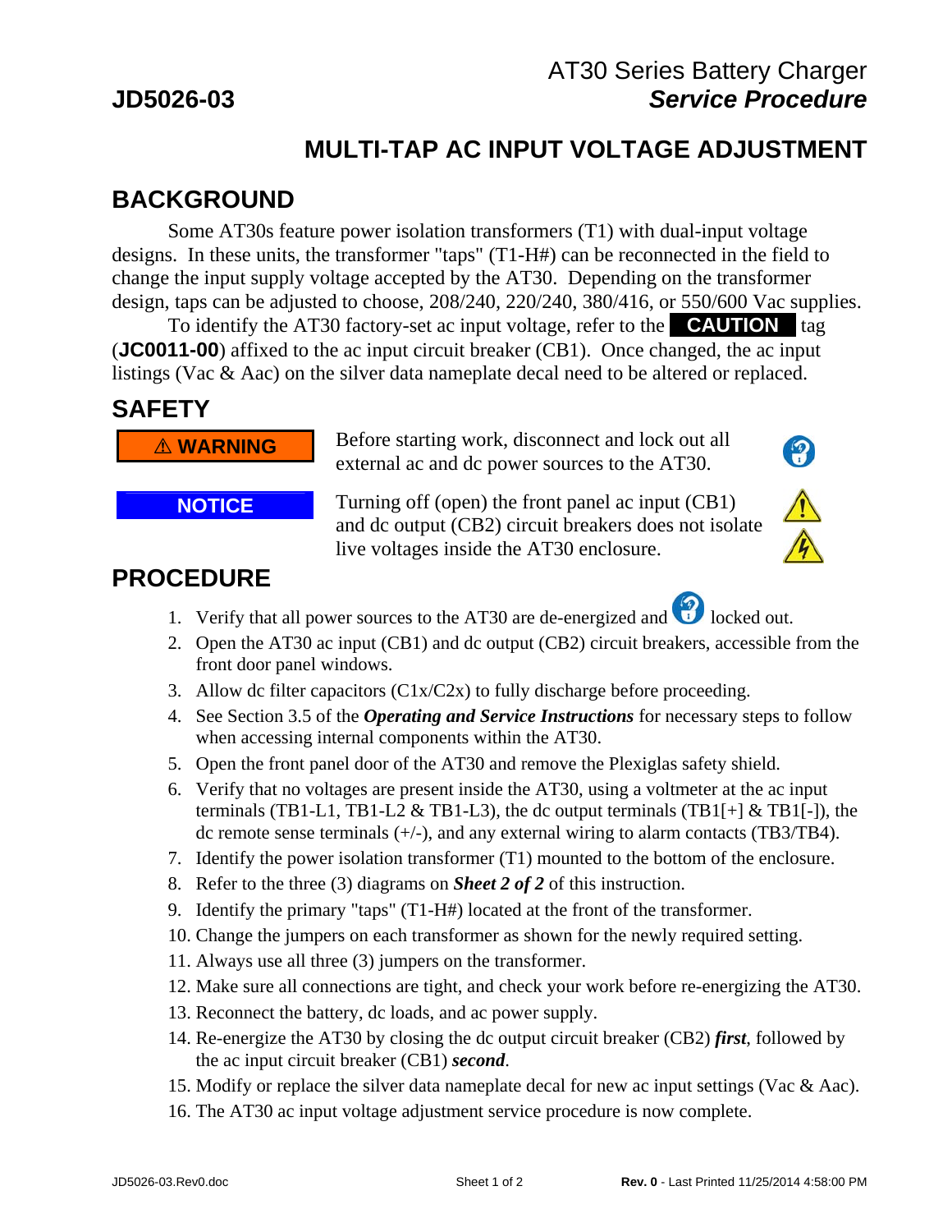**JD5026-03**

AT30 Series Battery Charger
***Service Procedure***

# MULTI-TAP AC INPUT VOLTAGE ADJUSTMENT

## BACKGROUND

Some AT30s feature power isolation transformers (T1) with dual-input voltage designs. In these units, the transformer "taps" (T1-H#) can be reconnected in the field to change the input supply voltage accepted by the AT30. Depending on the transformer design, taps can be adjusted to choose, 208/240, 220/240, 380/416, or 550/600 Vac supplies.

To identify the AT30 factory-set ac input voltage, refer to the **CAUTION** tag (**JC0011-00**) affixed to the ac input circuit breaker (CB1). Once changed, the ac input listings (Vac & Aac) on the silver data nameplate decal need to be altered or replaced.

## SAFETY

**⚠ WARNING** Before starting work, disconnect and lock out all external ac and dc power sources to the AT30.

**NOTICE** Turning off (open) the front panel ac input (CB1) and dc output (CB2) circuit breakers does not isolate live voltages inside the AT30 enclosure.

## PROCEDURE

1. Verify that all power sources to the AT30 are de-energized and locked out.
2. Open the AT30 ac input (CB1) and dc output (CB2) circuit breakers, accessible from the front door panel windows.
3. Allow dc filter capacitors (C1x/C2x) to fully discharge before proceeding.
4. See Section 3.5 of the ***Operating and Service Instructions*** for necessary steps to follow when accessing internal components within the AT30.
5. Open the front panel door of the AT30 and remove the Plexiglas safety shield.
6. Verify that no voltages are present inside the AT30, using a voltmeter at the ac input terminals (TB1-L1, TB1-L2 & TB1-L3), the dc output terminals (TB1[+] & TB1[-]), the dc remote sense terminals (+/-), and any external wiring to alarm contacts (TB3/TB4).
7. Identify the power isolation transformer (T1) mounted to the bottom of the enclosure.
8. Refer to the three (3) diagrams on ***Sheet 2 of 2*** of this instruction.
9. Identify the primary "taps" (T1-H#) located at the front of the transformer.
10. Change the jumpers on each transformer as shown for the newly required setting.
11. Always use all three (3) jumpers on the transformer.
12. Make sure all connections are tight, and check your work before re-energizing the AT30.
13. Reconnect the battery, dc loads, and ac power supply.
14. Re-energize the AT30 by closing the dc output circuit breaker (CB2) ***first***, followed by the ac input circuit breaker (CB1) ***second***.
15. Modify or replace the silver data nameplate decal for new ac input settings (Vac & Aac).
16. The AT30 ac input voltage adjustment service procedure is now complete.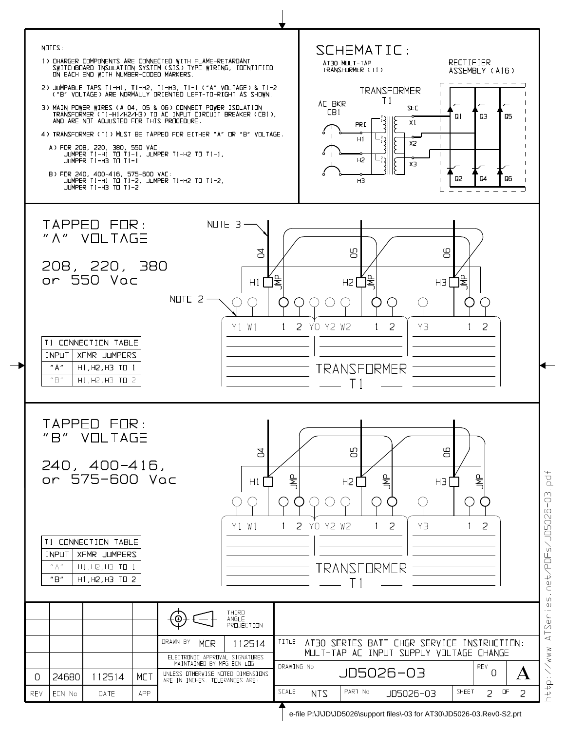NOTES:

1) CHARGER COMPONENTS ARE CONNECTED WITH FLAME-RETARDANT SWITCHBOARD INSULATION SYSTEM (SIS) TYPE WIRING, IDENTIFIED ON EACH END WITH NUMBER-CODED MARKERS.

2) JUMPABLE TAPS T1-H1, T1-H2, T1-H3, T1-1 ("A" VOLTAGE) & T1-2 ("B" VOLTAGE) ARE NORMALLY ORIENTED LEFT-TO-RIGHT AS SHOWN.

3) MAIN POWER WIRES (# 04, 05 & 06) CONNECT POWER ISOLATION TRANSFORMER (T1-H1/H2/H3) TO AC INPUT CIRCUIT BREAKER (CB1), AND ARE NOT ADJUSTED FOR THIS PROCEDURE.

4) TRANSFORMER (T1) MUST BE TAPPED FOR EITHER "A" OR "B" VOLTAGE.

   A) FOR 208, 220, 380, 550 VAC:
      JUMPER T1-H1 TO T1-1, JUMPER T1-H2 TO T1-1,
      JUMPER T1-H3 TO T1-1

   B) FOR 240, 400-416, 575-600 VAC:
      JUMPER T1-H1 TO T1-2, JUMPER T1-H2 TO T1-2,
      JUMPER T1-H3 TO T1-2

## SCHEMATIC:

AT30 MULT-TAP TRANSFORMER (T1)

RECTIFIER ASSEMBLY (A16)

TRANSFORMER T1

AC BKR CB1

PRI

SEC

H1 H2 H3

X1 X2 X3

Q1 Q3 Q5 Q2 Q4 Q6

## TAPPED FOR: "A" VOLTAGE

208, 220, 380 or 550 Vac

NOTE 3

NOTE 2

04 05 06

H1 JMP H2 JMP H3 JMP

Y1 W1 1 2 Y0 Y2 W2 1 2 Y3 1 2

TRANSFORMER T1

| T1 CONNECTION TABLE | |
|---|---|
| INPUT | XFMR JUMPERS |
| "A" | H1,H2,H3 TO 1 |
| "B" | H1,H2,H3 TO 2 |

## TAPPED FOR: "B" VOLTAGE

240, 400-416, or 575-600 Vac

04 05 06

H1 JMP H2 JMP H3 JMP

Y1 W1 1 2 Y0 Y2 W2 1 2 Y3 1 2

TRANSFORMER T1

| T1 CONNECTION TABLE | |
|---|---|
| INPUT | XFMR JUMPERS |
| "A" | H1,H2,H3 TO 1 |
| "B" | H1,H2,H3 TO 2 |

| REV | ECN No | DATE | APP |
|---|---|---|---|
| 0 | 24680 | 112514 | MCT |

THIRD ANGLE PROJECTION

DRAWN BY MCR 112514

ELECTRONIC APPROVAL SIGNATURES MAINTAINED BY MFG ECN LOG

UNLESS OTHERWISE NOTED DIMENSIONS ARE IN INCHES. TOLERANCES ARE:

TITLE AT30 SERIES BATT CHGR SERVICE INSTRUCTION: MULT-TAP AC INPUT SUPPLY VOLTAGE CHANGE

DRAWING No JD5026-03 REV 0 A

SCALE NTS PART No JD5026-03 SHEET 2 OF 2

http://www.ATSeries.net/PDFs/JD5026-03.pdf

e-file P:\J\JD\JD5026\support files\-03 for AT30\JD5026-03.Rev0-S2.prt